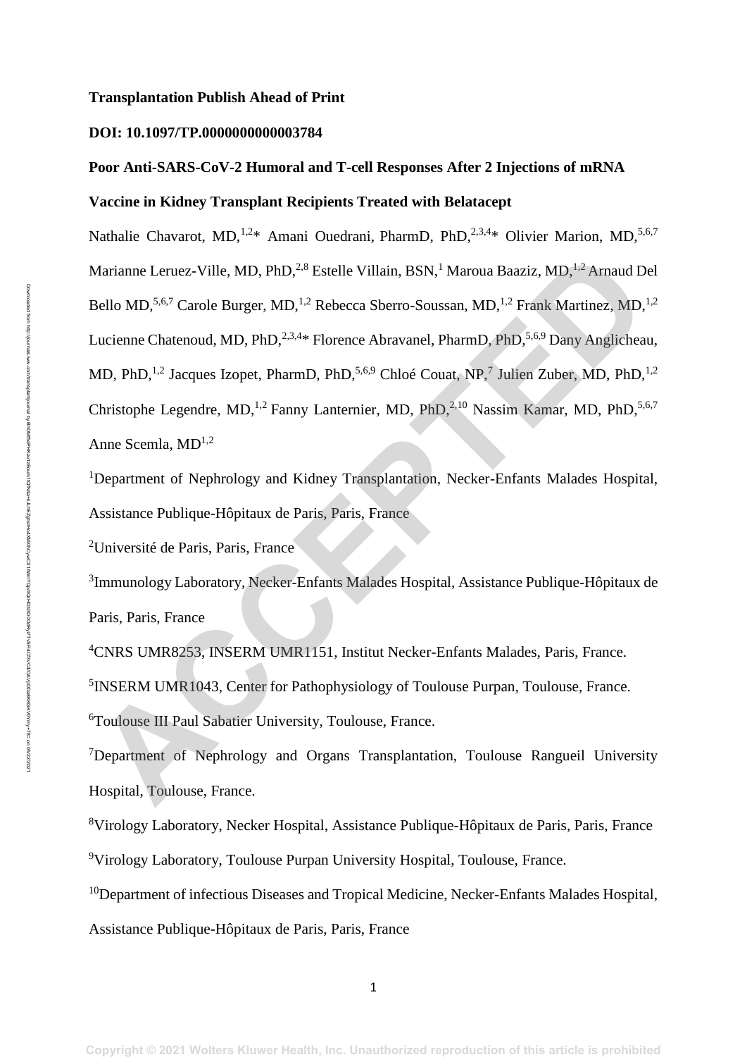**Transplantation Publish Ahead of Print**

**DOI: 10.1097/TP.0000000000003784**

**Poor Anti-SARS-CoV-2 Humoral and T-cell Responses After 2 Injections of mRNA Vaccine in Kidney Transplant Recipients Treated with Belatacept**

Nathalie Chavarot, MD,[1,2]* Amani Ouedrani, PharmD, PhD,[2,3,4]* Olivier Marion, MD,[5,6,7] Marianne Leruez-Ville, MD, PhD,[2,8] Estelle Villain, BSN,[1] Maroua Baaziz, MD,[1,2] Arnaud Del Bello MD,[5,6,7] Carole Burger, MD,[1,2] Rebecca Sberro-Soussan, MD,[1,2] Frank Martinez, MD,[1,2] Lucienne Chatenoud, MD, PhD,[2,3,4]* Florence Abravanel, PharmD, PhD,[5,6,9] Dany Anglicheau, MD, PhD,[1,2] Jacques Izopet, PharmD, PhD,[5,6,9] Chloé Couat, NP,[7] Julien Zuber, MD, PhD,[1,2] Christophe Legendre, MD,[1,2] Fanny Lanternier, MD, PhD,[2,10] Nassim Kamar, MD, PhD,[5,6,7] Anne Scemla, MD[1,2]

[1]Department of Nephrology and Kidney Transplantation, Necker-Enfants Malades Hospital, Assistance Publique-Hôpitaux de Paris, Paris, France

[2]Université de Paris, Paris, France

[3]Immunology Laboratory, Necker-Enfants Malades Hospital, Assistance Publique-Hôpitaux de Paris, Paris, France

[4]CNRS UMR8253, INSERM UMR1151, Institut Necker-Enfants Malades, Paris, France.

[5]INSERM UMR1043, Center for Pathophysiology of Toulouse Purpan, Toulouse, France.

[6]Toulouse III Paul Sabatier University, Toulouse, France.

[7]Department of Nephrology and Organs Transplantation, Toulouse Rangueil University Hospital, Toulouse, France.

[8]Virology Laboratory, Necker Hospital, Assistance Publique-Hôpitaux de Paris, Paris, France

[9]Virology Laboratory, Toulouse Purpan University Hospital, Toulouse, France.

[10]Department of infectious Diseases and Tropical Medicine, Necker-Enfants Malades Hospital, Assistance Publique-Hôpitaux de Paris, Paris, France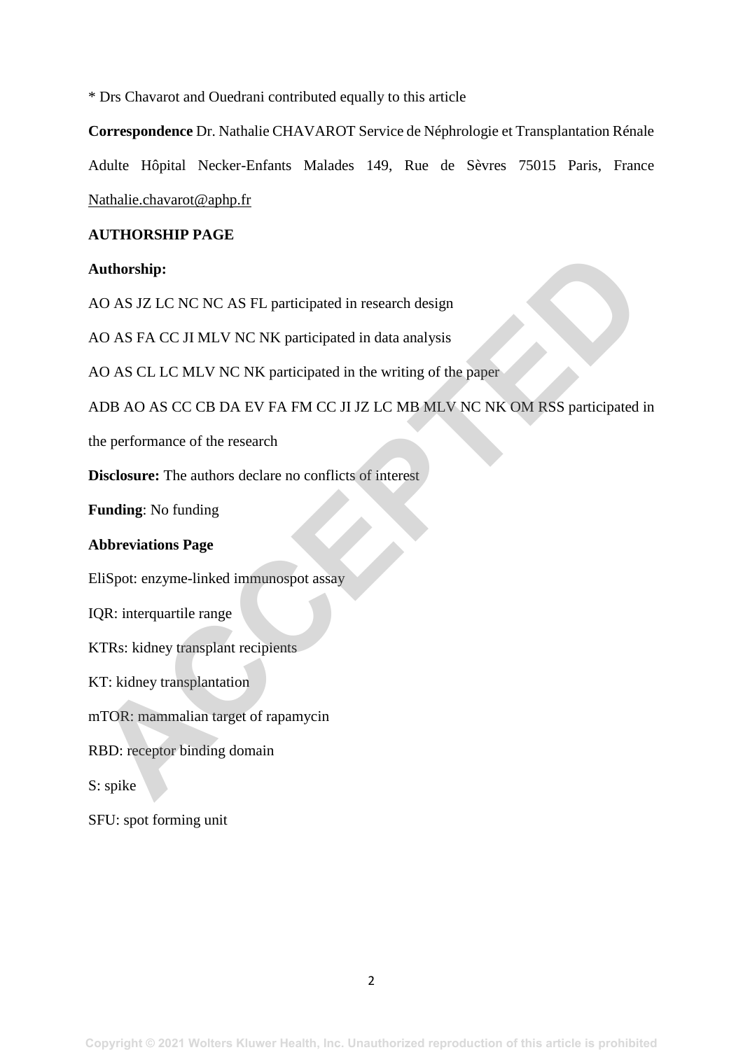* Drs Chavarot and Ouedrani contributed equally to this article

**Correspondence** Dr. Nathalie CHAVAROT Service de Néphrologie et Transplantation Rénale Adulte Hôpital Necker-Enfants Malades 149, Rue de Sèvres 75015 Paris, France Nathalie.chavarot@aphp.fr

**AUTHORSHIP PAGE**

**Authorship:**

AO AS JZ LC NC NC AS FL participated in research design

AO AS FA CC JI MLV NC NK participated in data analysis

AO AS CL LC MLV NC NK participated in the writing of the paper

ADB AO AS CC CB DA EV FA FM CC JI JZ LC MB MLV NC NK OM RSS participated in the performance of the research

**Disclosure:** The authors declare no conflicts of interest

**Funding**: No funding

**Abbreviations Page**

EliSpot: enzyme-linked immunospot assay

IQR: interquartile range

KTRs: kidney transplant recipients

KT: kidney transplantation

mTOR: mammalian target of rapamycin

RBD: receptor binding domain

S: spike

SFU: spot forming unit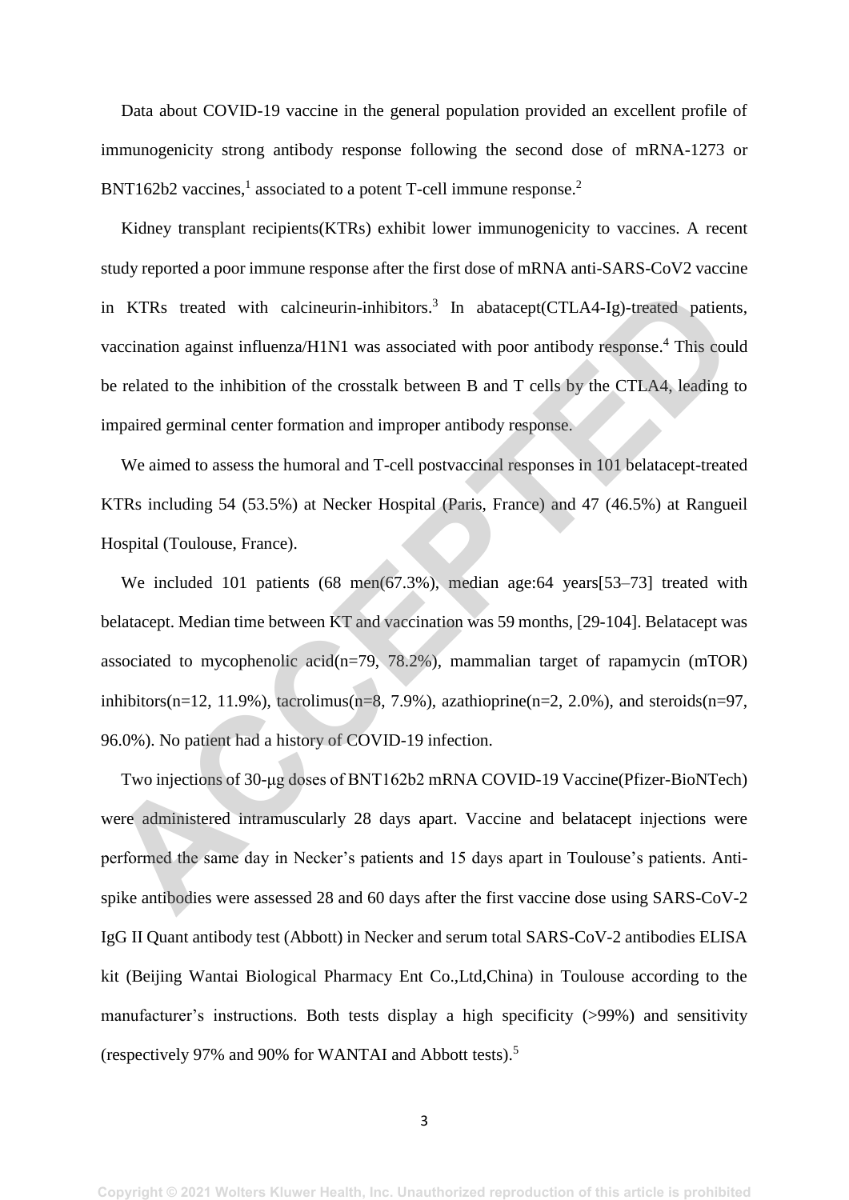Data about COVID-19 vaccine in the general population provided an excellent profile of immunogenicity strong antibody response following the second dose of mRNA-1273 or BNT162b2 vaccines,[1] associated to a potent T-cell immune response.[2]

Kidney transplant recipients(KTRs) exhibit lower immunogenicity to vaccines. A recent study reported a poor immune response after the first dose of mRNA anti-SARS-CoV2 vaccine in KTRs treated with calcineurin-inhibitors.[3] In abatacept(CTLA4-Ig)-treated patients, vaccination against influenza/H1N1 was associated with poor antibody response.[4] This could be related to the inhibition of the crosstalk between B and T cells by the CTLA4, leading to impaired germinal center formation and improper antibody response.

We aimed to assess the humoral and T-cell postvaccinal responses in 101 belatacept-treated KTRs including 54 (53.5%) at Necker Hospital (Paris, France) and 47 (46.5%) at Rangueil Hospital (Toulouse, France).

We included 101 patients (68 men(67.3%), median age:64 years[53–73] treated with belatacept. Median time between KT and vaccination was 59 months, [29-104]. Belatacept was associated to mycophenolic acid(n=79, 78.2%), mammalian target of rapamycin (mTOR) inhibitors(n=12, 11.9%), tacrolimus(n=8, 7.9%), azathioprine(n=2, 2.0%), and steroids(n=97, 96.0%). No patient had a history of COVID-19 infection.

Two injections of 30-μg doses of BNT162b2 mRNA COVID-19 Vaccine(Pfizer-BioNTech) were administered intramuscularly 28 days apart. Vaccine and belatacept injections were performed the same day in Necker's patients and 15 days apart in Toulouse's patients. Anti-spike antibodies were assessed 28 and 60 days after the first vaccine dose using SARS-CoV-2 IgG II Quant antibody test (Abbott) in Necker and serum total SARS-CoV-2 antibodies ELISA kit (Beijing Wantai Biological Pharmacy Ent Co.,Ltd,China) in Toulouse according to the manufacturer's instructions. Both tests display a high specificity (>99%) and sensitivity (respectively 97% and 90% for WANTAI and Abbott tests).[5]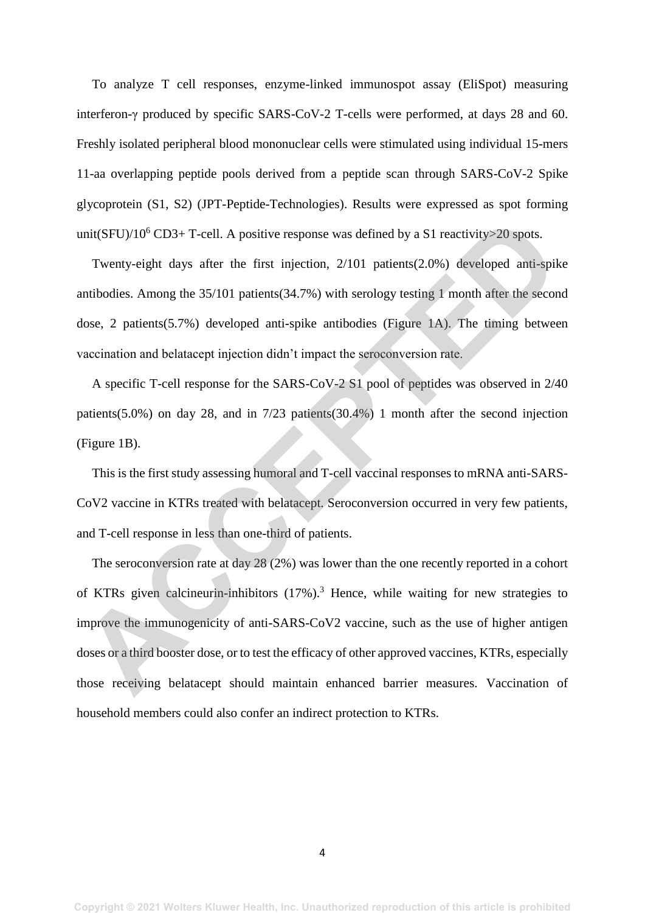To analyze T cell responses, enzyme-linked immunospot assay (EliSpot) measuring interferon-γ produced by specific SARS-CoV-2 T-cells were performed, at days 28 and 60. Freshly isolated peripheral blood mononuclear cells were stimulated using individual 15-mers 11-aa overlapping peptide pools derived from a peptide scan through SARS-CoV-2 Spike glycoprotein (S1, S2) (JPT-Peptide-Technologies). Results were expressed as spot forming unit(SFU)/$10^6$ CD3+ T-cell. A positive response was defined by a S1 reactivity>20 spots.

Twenty-eight days after the first injection, 2/101 patients(2.0%) developed anti-spike antibodies. Among the 35/101 patients(34.7%) with serology testing 1 month after the second dose, 2 patients(5.7%) developed anti-spike antibodies (Figure 1A). The timing between vaccination and belatacept injection didn't impact the seroconversion rate.

A specific T-cell response for the SARS-CoV-2 S1 pool of peptides was observed in 2/40 patients(5.0%) on day 28, and in 7/23 patients(30.4%) 1 month after the second injection (Figure 1B).

This is the first study assessing humoral and T-cell vaccinal responses to mRNA anti-SARS-CoV2 vaccine in KTRs treated with belatacept. Seroconversion occurred in very few patients, and T-cell response in less than one-third of patients.

The seroconversion rate at day 28 (2%) was lower than the one recently reported in a cohort of KTRs given calcineurin-inhibitors (17%).[3] Hence, while waiting for new strategies to improve the immunogenicity of anti-SARS-CoV2 vaccine, such as the use of higher antigen doses or a third booster dose, or to test the efficacy of other approved vaccines, KTRs, especially those receiving belatacept should maintain enhanced barrier measures. Vaccination of household members could also confer an indirect protection to KTRs.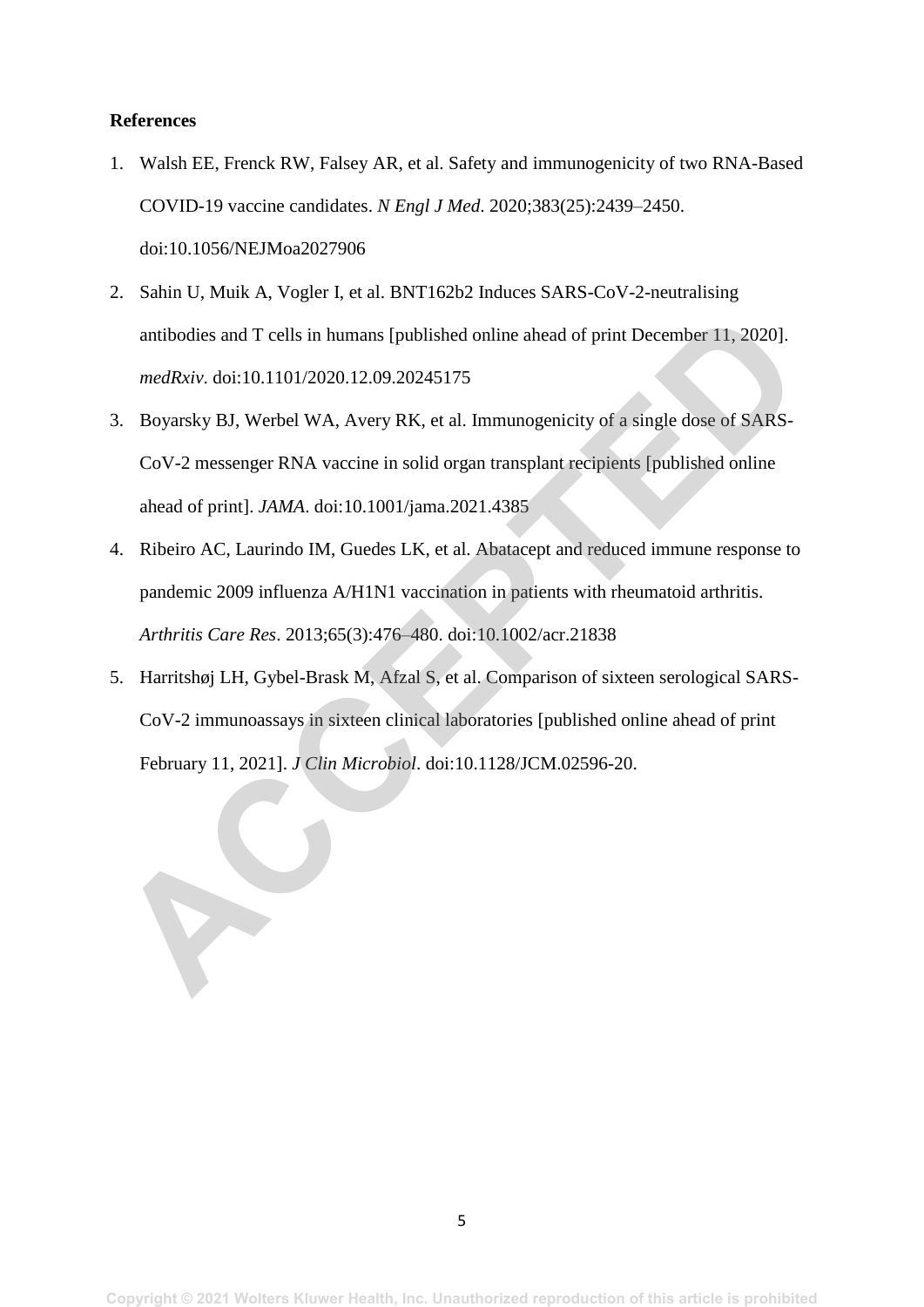**References**

1. Walsh EE, Frenck RW, Falsey AR, et al. Safety and immunogenicity of two RNA-Based COVID-19 vaccine candidates. *N Engl J Med*. 2020;383(25):2439–2450. doi:10.1056/NEJMoa2027906
2. Sahin U, Muik A, Vogler I, et al. BNT162b2 Induces SARS-CoV-2-neutralising antibodies and T cells in humans [published online ahead of print December 11, 2020]. *medRxiv*. doi:10.1101/2020.12.09.20245175
3. Boyarsky BJ, Werbel WA, Avery RK, et al. Immunogenicity of a single dose of SARS-CoV-2 messenger RNA vaccine in solid organ transplant recipients [published online ahead of print]. *JAMA*. doi:10.1001/jama.2021.4385
4. Ribeiro AC, Laurindo IM, Guedes LK, et al. Abatacept and reduced immune response to pandemic 2009 influenza A/H1N1 vaccination in patients with rheumatoid arthritis. *Arthritis Care Res*. 2013;65(3):476–480. doi:10.1002/acr.21838
5. Harritshøj LH, Gybel-Brask M, Afzal S, et al. Comparison of sixteen serological SARS-CoV-2 immunoassays in sixteen clinical laboratories [published online ahead of print February 11, 2021]. *J Clin Microbiol*. doi:10.1128/JCM.02596-20.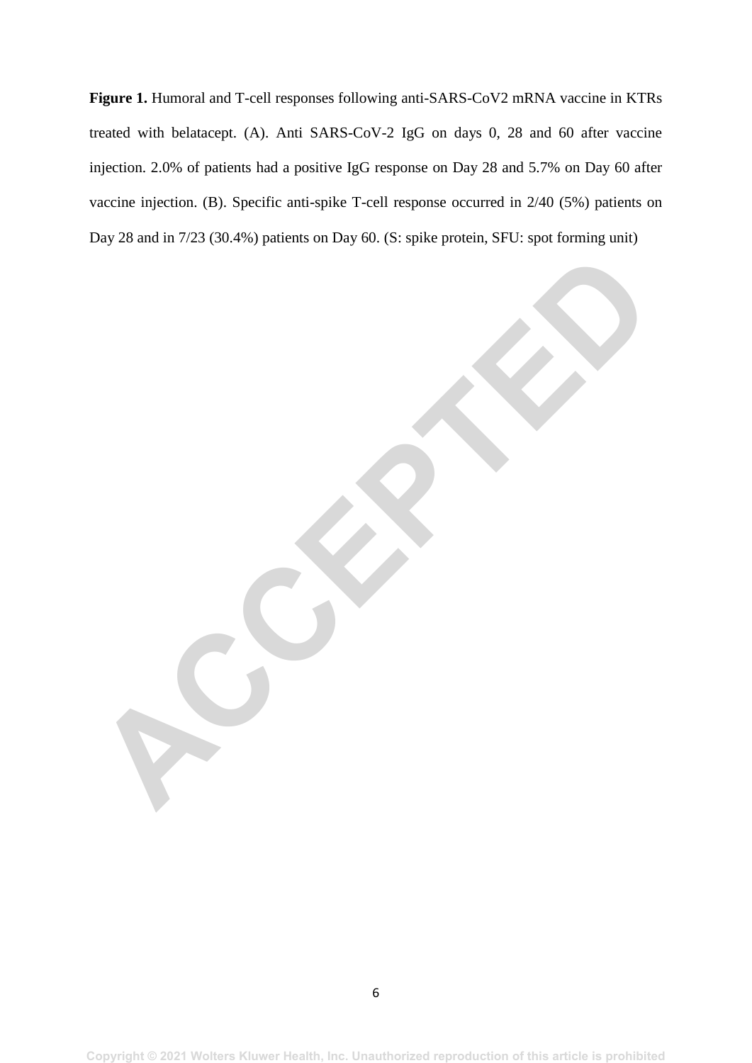**Figure 1.** Humoral and T-cell responses following anti-SARS-CoV2 mRNA vaccine in KTRs treated with belatacept. (A). Anti SARS-CoV-2 IgG on days 0, 28 and 60 after vaccine injection. 2.0% of patients had a positive IgG response on Day 28 and 5.7% on Day 60 after vaccine injection. (B). Specific anti-spike T-cell response occurred in 2/40 (5%) patients on Day 28 and in 7/23 (30.4%) patients on Day 60. (S: spike protein, SFU: spot forming unit)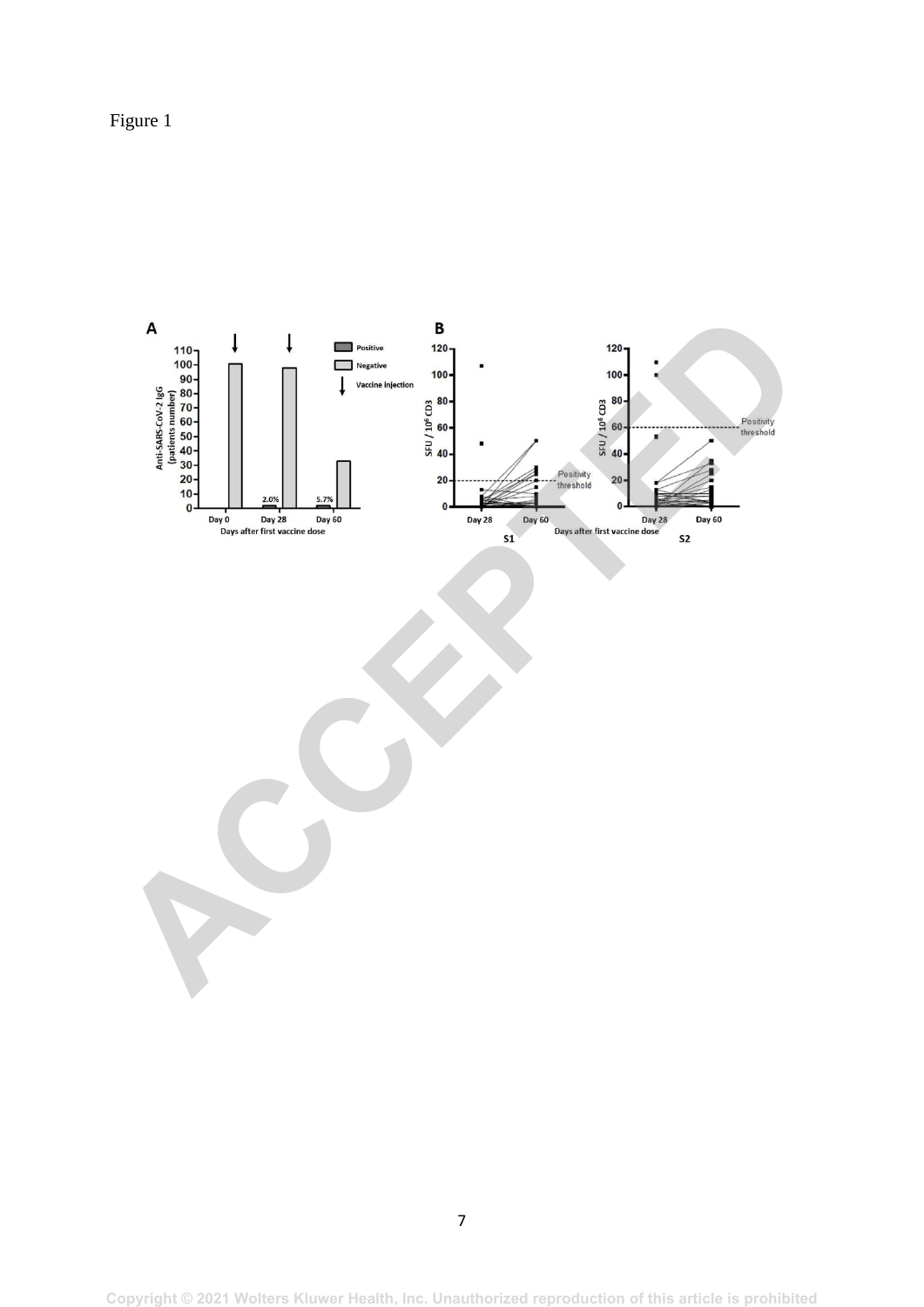Figure 1

A

110
100
90
80
70
60
50
40
30
20
10
0

Anti-SARS-CoV-2 IgG (patients number)

Positive

Negative

Vaccine injection

2.0%

5.7%

Day 0

Day 28

Day 60

Days after first vaccine dose

B

120
100
80
60
40
20
0

SFU / $10^6$ CD3

Positivity threshold

Day 28

Day 60

S1

Days after first vaccine dose

120
100
80
60
40
20
0

SFU / $10^6$ CD3

Positivity threshold

Day 28

Day 60

S2